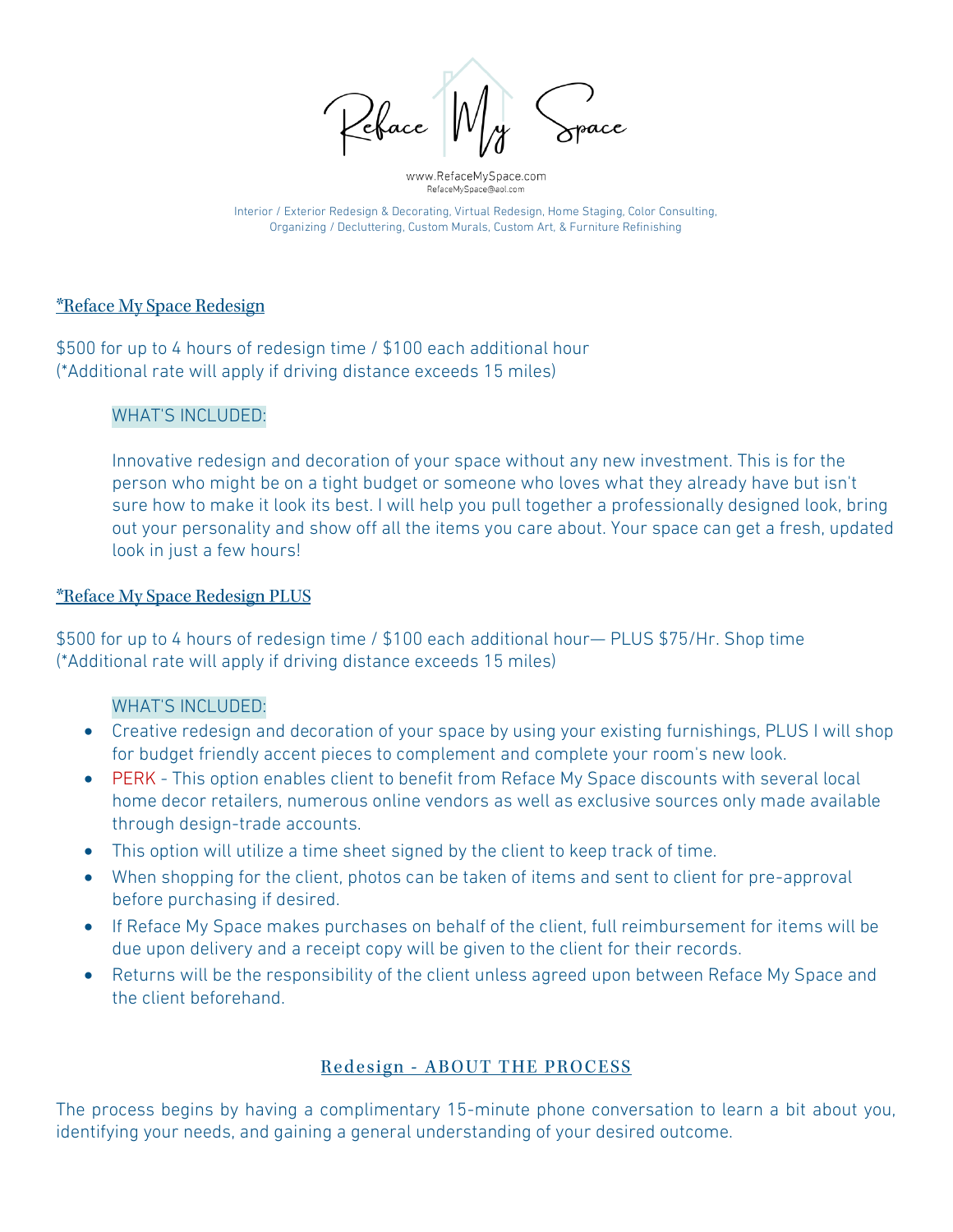# Reface My Space

www.RefaceMySpace.com
RefaceMySpace@aol.com

Interior / Exterior Redesign & Decorating, Virtual Redesign, Home Staging, Color Consulting, Organizing / Decluttering, Custom Murals, Custom Art, & Furniture Refinishing

## *Reface My Space Redesign

$500 for up to 4 hours of redesign time / $100 each additional hour
(*Additional rate will apply if driving distance exceeds 15 miles)

### WHAT'S INCLUDED:

Innovative redesign and decoration of your space without any new investment. This is for the person who might be on a tight budget or someone who loves what they already have but isn't sure how to make it look its best. I will help you pull together a professionally designed look, bring out your personality and show off all the items you care about. Your space can get a fresh, updated look in just a few hours!

## *Reface My Space Redesign PLUS

$500 for up to 4 hours of redesign time / $100 each additional hour— PLUS $75/Hr. Shop time
(*Additional rate will apply if driving distance exceeds 15 miles)

### WHAT'S INCLUDED:

- Creative redesign and decoration of your space by using your existing furnishings, PLUS I will shop for budget friendly accent pieces to complement and complete your room's new look.
- PERK - This option enables client to benefit from Reface My Space discounts with several local home decor retailers, numerous online vendors as well as exclusive sources only made available through design-trade accounts.
- This option will utilize a time sheet signed by the client to keep track of time.
- When shopping for the client, photos can be taken of items and sent to client for pre-approval before purchasing if desired.
- If Reface My Space makes purchases on behalf of the client, full reimbursement for items will be due upon delivery and a receipt copy will be given to the client for their records.
- Returns will be the responsibility of the client unless agreed upon between Reface My Space and the client beforehand.

## Redesign - ABOUT THE PROCESS

The process begins by having a complimentary 15-minute phone conversation to learn a bit about you, identifying your needs, and gaining a general understanding of your desired outcome.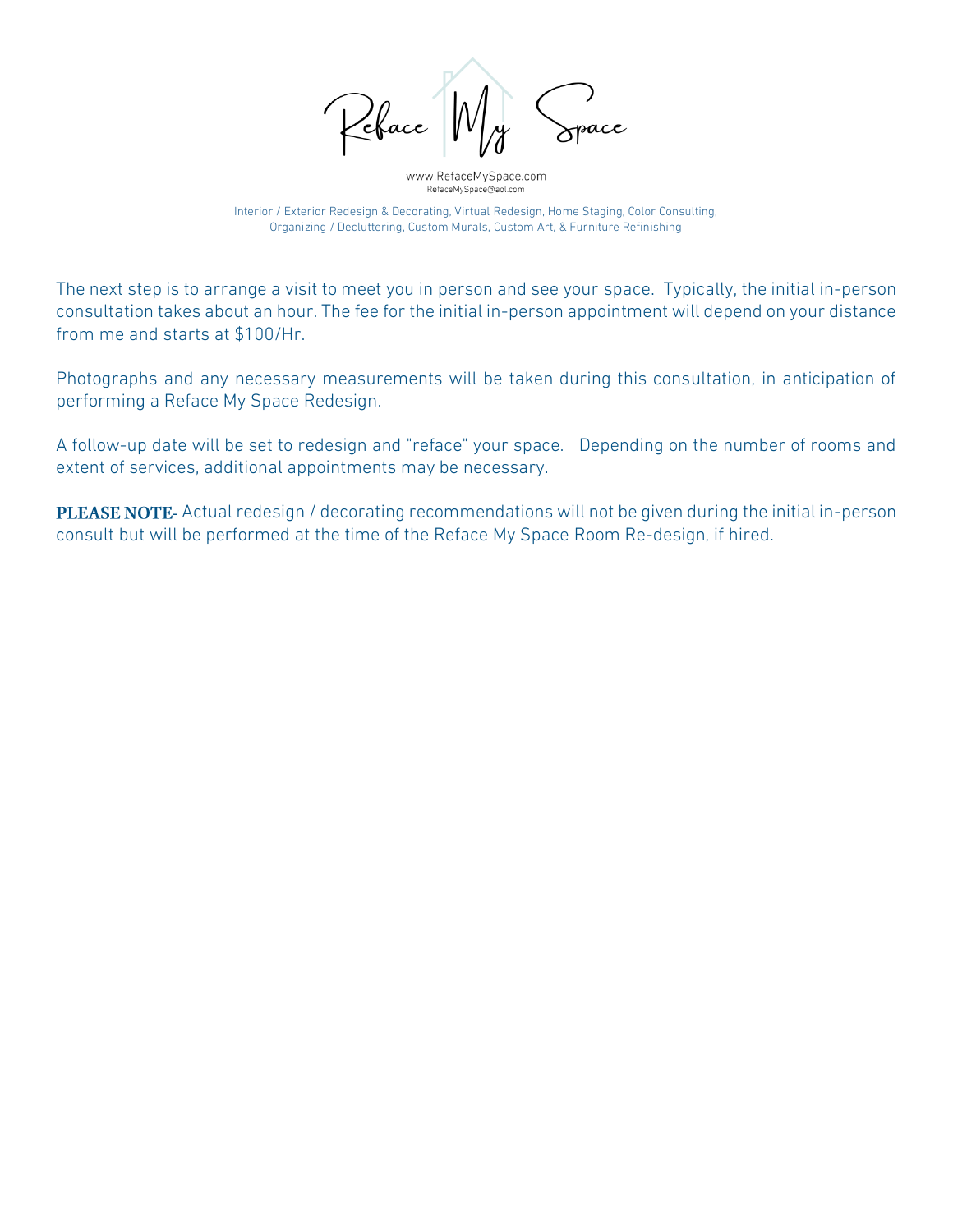Reface My Space

www.RefaceMySpace.com
RefaceMySpace@aol.com

Interior / Exterior Redesign & Decorating, Virtual Redesign, Home Staging, Color Consulting, Organizing / Decluttering, Custom Murals, Custom Art, & Furniture Refinishing

The next step is to arrange a visit to meet you in person and see your space. Typically, the initial in-person consultation takes about an hour. The fee for the initial in-person appointment will depend on your distance from me and starts at $100/Hr.

Photographs and any necessary measurements will be taken during this consultation, in anticipation of performing a Reface My Space Redesign.

A follow-up date will be set to redesign and "reface" your space. Depending on the number of rooms and extent of services, additional appointments may be necessary.

**PLEASE NOTE-** Actual redesign / decorating recommendations will not be given during the initial in-person consult but will be performed at the time of the Reface My Space Room Re-design, if hired.